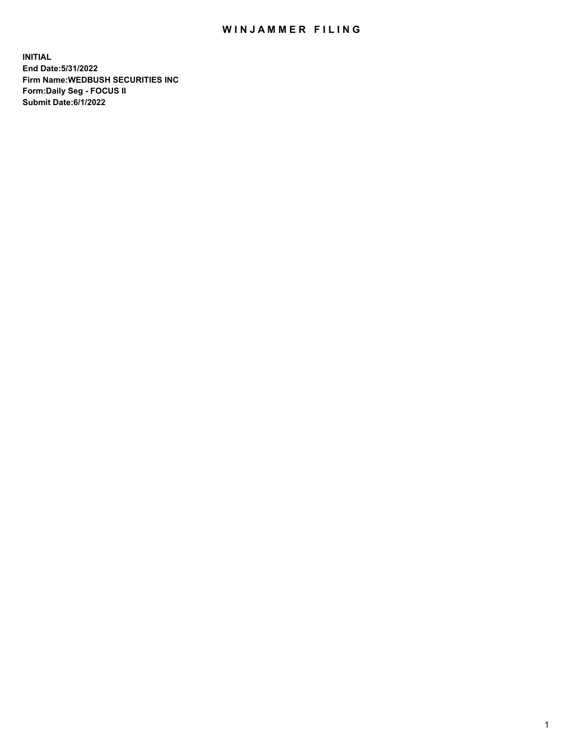# WINJAMMER FILING

**INITIAL**
**End Date:5/31/2022**
**Firm Name:WEDBUSH SECURITIES INC**
**Form:Daily Seg - FOCUS II**
**Submit Date:6/1/2022**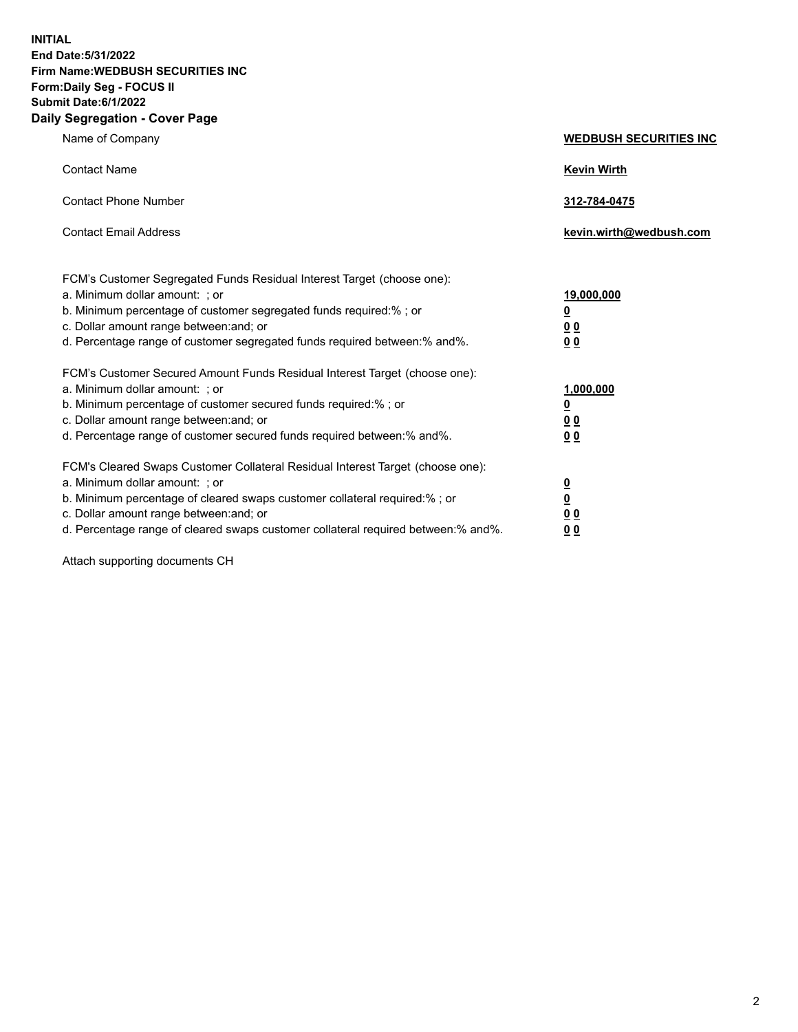**INITIAL**
**End Date:5/31/2022**
**Firm Name:WEDBUSH SECURITIES INC**
**Form:Daily Seg - FOCUS II**
**Submit Date:6/1/2022**

## Daily Segregation - Cover Page

| | |
|---|---|
| Name of Company | **WEDBUSH SECURITIES INC** |
| Contact Name | **Kevin Wirth** |
| Contact Phone Number | **312-784-0475** |
| Contact Email Address | **kevin.wirth@wedbush.com** |

| | |
|---|---|
| FCM's Customer Segregated Funds Residual Interest Target (choose one): | |
| a. Minimum dollar amount: ; or | **19,000,000** |
| b. Minimum percentage of customer segregated funds required:% ; or | **0** |
| c. Dollar amount range between:and; or | **0 0** |
| d. Percentage range of customer segregated funds required between:% and%. | **0 0** |
| FCM's Customer Secured Amount Funds Residual Interest Target (choose one): | |
| a. Minimum dollar amount: ; or | **1,000,000** |
| b. Minimum percentage of customer secured funds required:% ; or | **0** |
| c. Dollar amount range between:and; or | **0 0** |
| d. Percentage range of customer secured funds required between:% and%. | **0 0** |
| FCM's Cleared Swaps Customer Collateral Residual Interest Target (choose one): | |
| a. Minimum dollar amount: ; or | **0** |
| b. Minimum percentage of cleared swaps customer collateral required:% ; or | **0** |
| c. Dollar amount range between:and; or | **0 0** |
| d. Percentage range of cleared swaps customer collateral required between:% and%. | **0 0** |

Attach supporting documents CH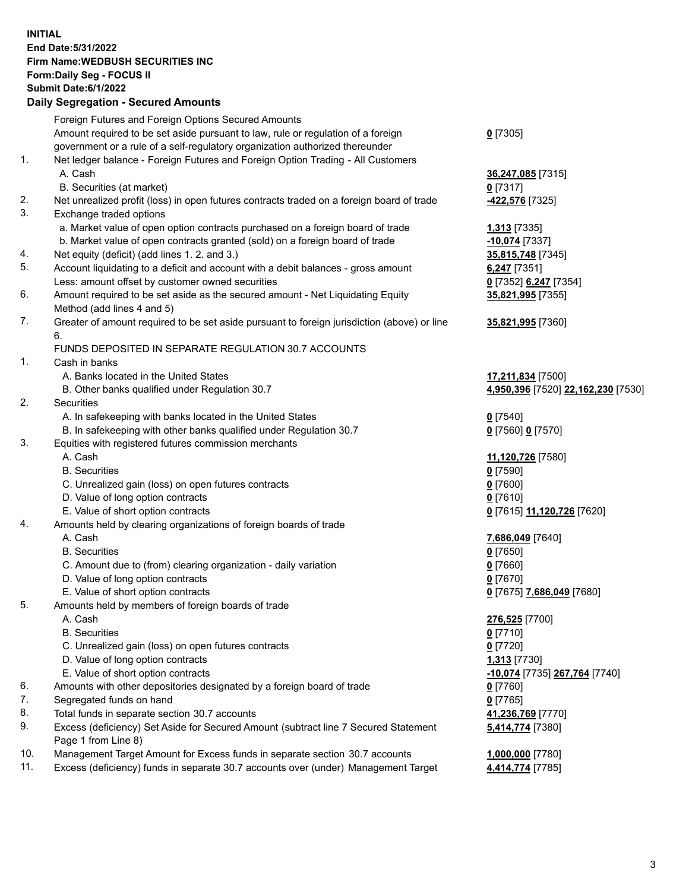**INITIAL**
**End Date:5/31/2022**
**Firm Name:WEDBUSH SECURITIES INC**
**Form:Daily Seg - FOCUS II**
**Submit Date:6/1/2022**

## Daily Segregation - Secured Amounts

| | | |
|---|---|---|
| | Foreign Futures and Foreign Options Secured Amounts | |
| | Amount required to be set aside pursuant to law, rule or regulation of a foreign government or a rule of a self-regulatory organization authorized thereunder | **0** [7305] |
| 1. | Net ledger balance - Foreign Futures and Foreign Option Trading - All Customers | |
| | A. Cash | **36,247,085** [7315] |
| | B. Securities (at market) | **0** [7317] |
| 2. | Net unrealized profit (loss) in open futures contracts traded on a foreign board of trade | **-422,576** [7325] |
| 3. | Exchange traded options | |
| | a. Market value of open option contracts purchased on a foreign board of trade | **1,313** [7335] |
| | b. Market value of open contracts granted (sold) on a foreign board of trade | **-10,074** [7337] |
| 4. | Net equity (deficit) (add lines 1. 2. and 3.) | **35,815,748** [7345] |
| 5. | Account liquidating to a deficit and account with a debit balances - gross amount | **6,247** [7351] |
| | Less: amount offset by customer owned securities | **0** [7352] **6,247** [7354] |
| 6. | Amount required to be set aside as the secured amount - Net Liquidating Equity Method (add lines 4 and 5) | **35,821,995** [7355] |
| 7. | Greater of amount required to be set aside pursuant to foreign jurisdiction (above) or line 6. | **35,821,995** [7360] |
| | FUNDS DEPOSITED IN SEPARATE REGULATION 30.7 ACCOUNTS | |
| 1. | Cash in banks | |
| | A. Banks located in the United States | **17,211,834** [7500] |
| | B. Other banks qualified under Regulation 30.7 | **4,950,396** [7520] **22,162,230** [7530] |
| 2. | Securities | |
| | A. In safekeeping with banks located in the United States | **0** [7540] |
| | B. In safekeeping with other banks qualified under Regulation 30.7 | **0** [7560] **0** [7570] |
| 3. | Equities with registered futures commission merchants | |
| | A. Cash | **11,120,726** [7580] |
| | B. Securities | **0** [7590] |
| | C. Unrealized gain (loss) on open futures contracts | **0** [7600] |
| | D. Value of long option contracts | **0** [7610] |
| | E. Value of short option contracts | **0** [7615] **11,120,726** [7620] |
| 4. | Amounts held by clearing organizations of foreign boards of trade | |
| | A. Cash | **7,686,049** [7640] |
| | B. Securities | **0** [7650] |
| | C. Amount due to (from) clearing organization - daily variation | **0** [7660] |
| | D. Value of long option contracts | **0** [7670] |
| | E. Value of short option contracts | **0** [7675] **7,686,049** [7680] |
| 5. | Amounts held by members of foreign boards of trade | |
| | A. Cash | **276,525** [7700] |
| | B. Securities | **0** [7710] |
| | C. Unrealized gain (loss) on open futures contracts | **0** [7720] |
| | D. Value of long option contracts | **1,313** [7730] |
| | E. Value of short option contracts | **-10,074** [7735] **267,764** [7740] |
| 6. | Amounts with other depositories designated by a foreign board of trade | **0** [7760] |
| 7. | Segregated funds on hand | **0** [7765] |
| 8. | Total funds in separate section 30.7 accounts | **41,236,769** [7770] |
| 9. | Excess (deficiency) Set Aside for Secured Amount (subtract line 7 Secured Statement Page 1 from Line 8) | **5,414,774** [7380] |
| 10. | Management Target Amount for Excess funds in separate section 30.7 accounts | **1,000,000** [7780] |
| 11. | Excess (deficiency) funds in separate 30.7 accounts over (under) Management Target | **4,414,774** [7785] |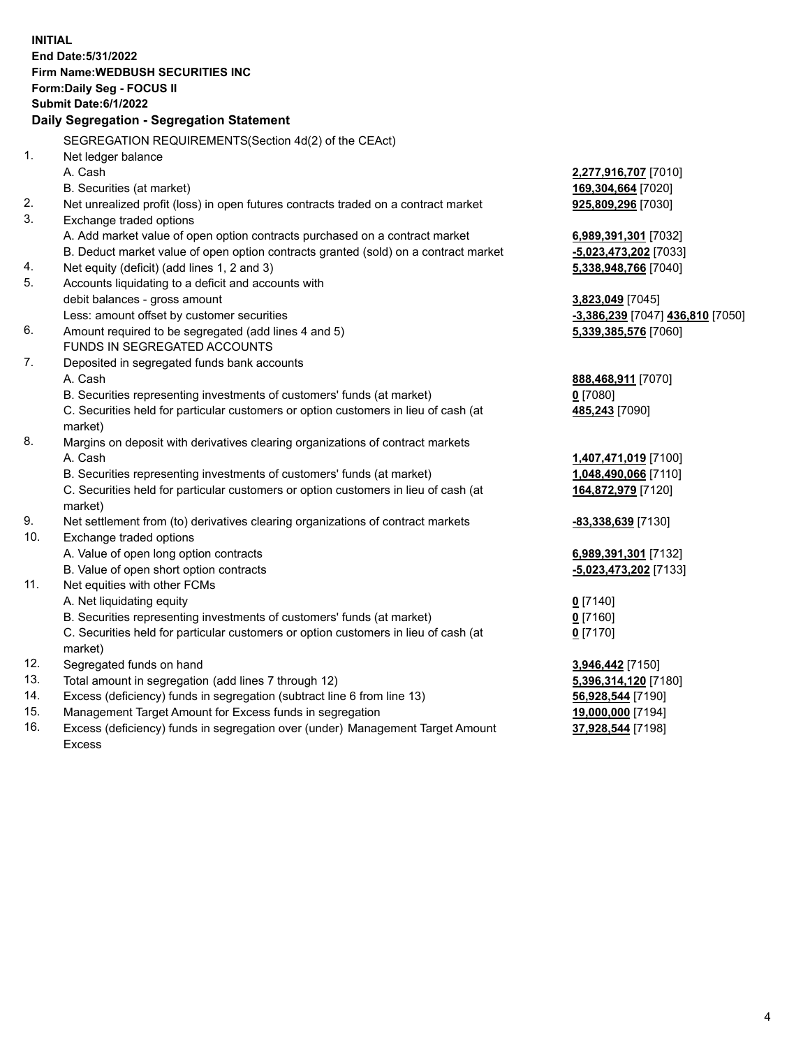**INITIAL**
**End Date:5/31/2022**
**Firm Name:WEDBUSH SECURITIES INC**
**Form:Daily Seg - FOCUS II**
**Submit Date:6/1/2022**

## Daily Segregation - Segregation Statement

SEGREGATION REQUIREMENTS(Section 4d(2) of the CEAct)

| | | |
|---|---|---|
| 1. | Net ledger balance | |
| | A. Cash | **2,277,916,707** [7010] |
| | B. Securities (at market) | **169,304,664** [7020] |
| 2. | Net unrealized profit (loss) in open futures contracts traded on a contract market | **925,809,296** [7030] |
| 3. | Exchange traded options | |
| | A. Add market value of open option contracts purchased on a contract market | **6,989,391,301** [7032] |
| | B. Deduct market value of open option contracts granted (sold) on a contract market | **-5,023,473,202** [7033] |
| 4. | Net equity (deficit) (add lines 1, 2 and 3) | **5,338,948,766** [7040] |
| 5. | Accounts liquidating to a deficit and accounts with debit balances - gross amount | **3,823,049** [7045] |
| | Less: amount offset by customer securities | **-3,386,239** [7047] **436,810** [7050] |
| 6. | Amount required to be segregated (add lines 4 and 5) | **5,339,385,576** [7060] |
| | FUNDS IN SEGREGATED ACCOUNTS | |
| 7. | Deposited in segregated funds bank accounts | |
| | A. Cash | **888,468,911** [7070] |
| | B. Securities representing investments of customers' funds (at market) | **0** [7080] |
| | C. Securities held for particular customers or option customers in lieu of cash (at market) | **485,243** [7090] |
| 8. | Margins on deposit with derivatives clearing organizations of contract markets | |
| | A. Cash | **1,407,471,019** [7100] |
| | B. Securities representing investments of customers' funds (at market) | **1,048,490,066** [7110] |
| | C. Securities held for particular customers or option customers in lieu of cash (at market) | **164,872,979** [7120] |
| 9. | Net settlement from (to) derivatives clearing organizations of contract markets | **-83,338,639** [7130] |
| 10. | Exchange traded options | |
| | A. Value of open long option contracts | **6,989,391,301** [7132] |
| | B. Value of open short option contracts | **-5,023,473,202** [7133] |
| 11. | Net equities with other FCMs | |
| | A. Net liquidating equity | **0** [7140] |
| | B. Securities representing investments of customers' funds (at market) | **0** [7160] |
| | C. Securities held for particular customers or option customers in lieu of cash (at market) | **0** [7170] |
| 12. | Segregated funds on hand | **3,946,442** [7150] |
| 13. | Total amount in segregation (add lines 7 through 12) | **5,396,314,120** [7180] |
| 14. | Excess (deficiency) funds in segregation (subtract line 6 from line 13) | **56,928,544** [7190] |
| 15. | Management Target Amount for Excess funds in segregation | **19,000,000** [7194] |
| 16. | Excess (deficiency) funds in segregation over (under) Management Target Amount Excess | **37,928,544** [7198] |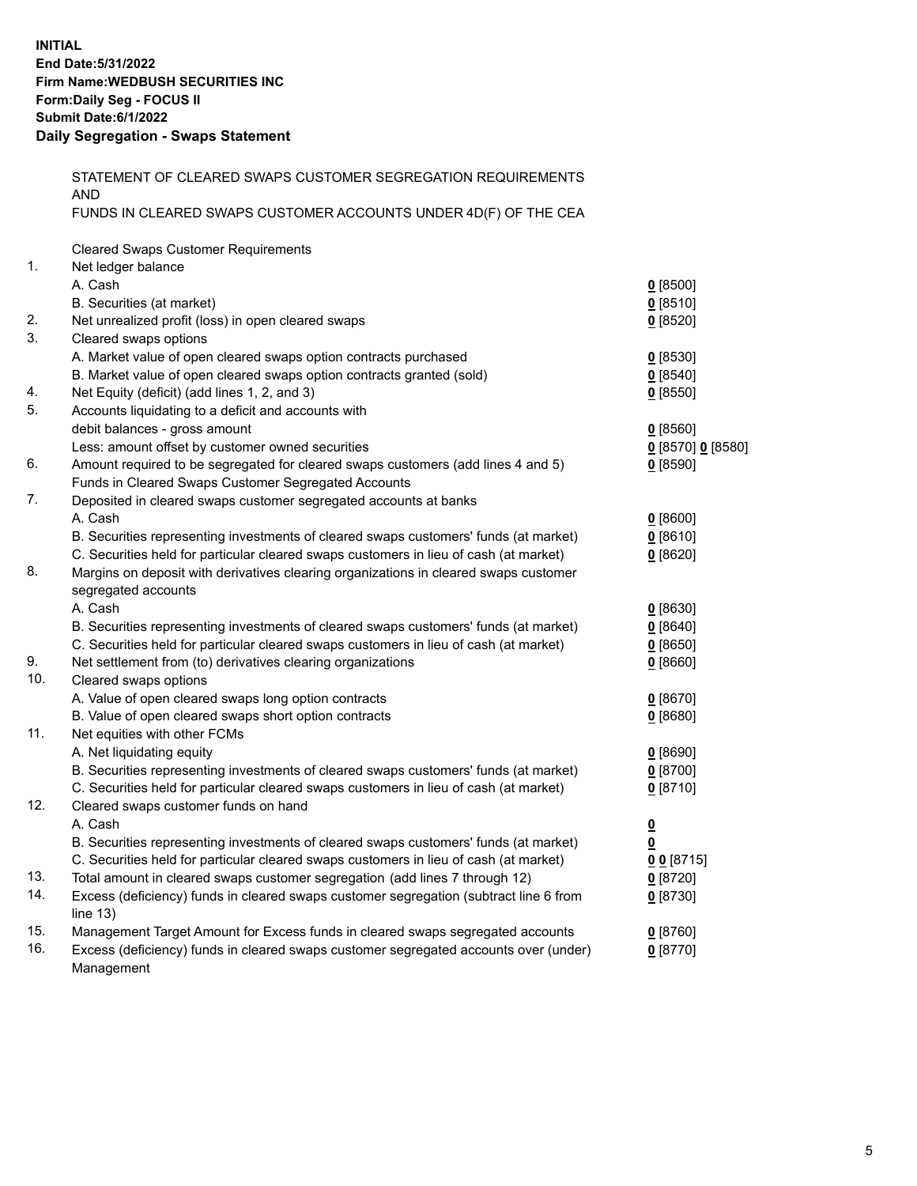**INITIAL**
**End Date:5/31/2022**
**Firm Name:WEDBUSH SECURITIES INC**
**Form:Daily Seg - FOCUS II**
**Submit Date:6/1/2022**
**Daily Segregation - Swaps Statement**

STATEMENT OF CLEARED SWAPS CUSTOMER SEGREGATION REQUIREMENTS AND
FUNDS IN CLEARED SWAPS CUSTOMER ACCOUNTS UNDER 4D(F) OF THE CEA

| | | |
|---|---|---|
| | Cleared Swaps Customer Requirements | |
| 1. | Net ledger balance | |
| | A. Cash | 0 [8500] |
| | B. Securities (at market) | 0 [8510] |
| 2. | Net unrealized profit (loss) in open cleared swaps | 0 [8520] |
| 3. | Cleared swaps options | |
| | A. Market value of open cleared swaps option contracts purchased | 0 [8530] |
| | B. Market value of open cleared swaps option contracts granted (sold) | 0 [8540] |
| 4. | Net Equity (deficit) (add lines 1, 2, and 3) | 0 [8550] |
| 5. | Accounts liquidating to a deficit and accounts with | |
| | debit balances - gross amount | 0 [8560] |
| | Less: amount offset by customer owned securities | 0 [8570] 0 [8580] |
| 6. | Amount required to be segregated for cleared swaps customers (add lines 4 and 5) | 0 [8590] |
| | Funds in Cleared Swaps Customer Segregated Accounts | |
| 7. | Deposited in cleared swaps customer segregated accounts at banks | |
| | A. Cash | 0 [8600] |
| | B. Securities representing investments of cleared swaps customers' funds (at market) | 0 [8610] |
| | C. Securities held for particular cleared swaps customers in lieu of cash (at market) | 0 [8620] |
| 8. | Margins on deposit with derivatives clearing organizations in cleared swaps customer segregated accounts | |
| | A. Cash | 0 [8630] |
| | B. Securities representing investments of cleared swaps customers' funds (at market) | 0 [8640] |
| | C. Securities held for particular cleared swaps customers in lieu of cash (at market) | 0 [8650] |
| 9. | Net settlement from (to) derivatives clearing organizations | 0 [8660] |
| 10. | Cleared swaps options | |
| | A. Value of open cleared swaps long option contracts | 0 [8670] |
| | B. Value of open cleared swaps short option contracts | 0 [8680] |
| 11. | Net equities with other FCMs | |
| | A. Net liquidating equity | 0 [8690] |
| | B. Securities representing investments of cleared swaps customers' funds (at market) | 0 [8700] |
| | C. Securities held for particular cleared swaps customers in lieu of cash (at market) | 0 [8710] |
| 12. | Cleared swaps customer funds on hand | |
| | A. Cash | 0 |
| | B. Securities representing investments of cleared swaps customers' funds (at market) | 0 |
| | C. Securities held for particular cleared swaps customers in lieu of cash (at market) | 0 0 [8715] |
| 13. | Total amount in cleared swaps customer segregation (add lines 7 through 12) | 0 [8720] |
| 14. | Excess (deficiency) funds in cleared swaps customer segregation (subtract line 6 from line 13) | 0 [8730] |
| 15. | Management Target Amount for Excess funds in cleared swaps segregated accounts | 0 [8760] |
| 16. | Excess (deficiency) funds in cleared swaps customer segregated accounts over (under) Management | 0 [8770] |